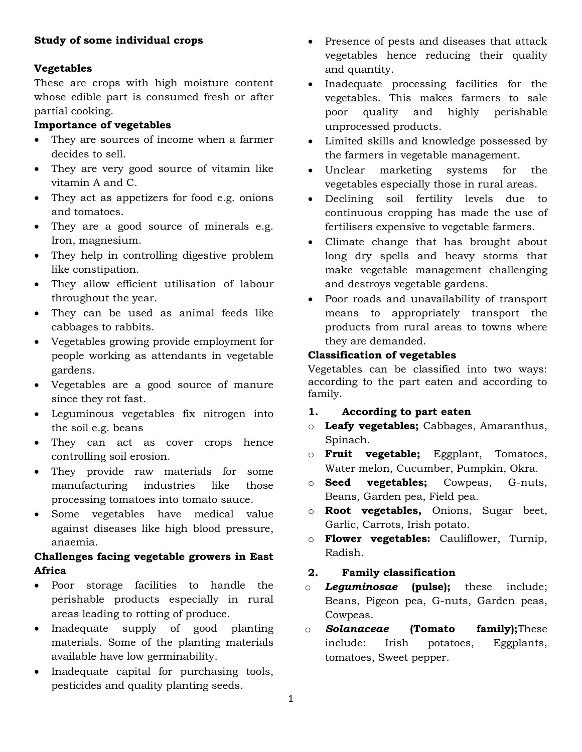## Study of some individual crops

### Vegetables

These are crops with high moisture content whose edible part is consumed fresh or after partial cooking.

### Importance of vegetables

- They are sources of income when a farmer decides to sell.
- They are very good source of vitamin like vitamin A and C.
- They act as appetizers for food e.g. onions and tomatoes.
- They are a good source of minerals e.g. Iron, magnesium.
- They help in controlling digestive problem like constipation.
- They allow efficient utilisation of labour throughout the year.
- They can be used as animal feeds like cabbages to rabbits.
- Vegetables growing provide employment for people working as attendants in vegetable gardens.
- Vegetables are a good source of manure since they rot fast.
- Leguminous vegetables fix nitrogen into the soil e.g. beans
- They can act as cover crops hence controlling soil erosion.
- They provide raw materials for some manufacturing industries like those processing tomatoes into tomato sauce.
- Some vegetables have medical value against diseases like high blood pressure, anaemia.

### Challenges facing vegetable growers in East Africa

- Poor storage facilities to handle the perishable products especially in rural areas leading to rotting of produce.
- Inadequate supply of good planting materials. Some of the planting materials available have low germinability.
- Inadequate capital for purchasing tools, pesticides and quality planting seeds.
- Presence of pests and diseases that attack vegetables hence reducing their quality and quantity.
- Inadequate processing facilities for the vegetables. This makes farmers to sale poor quality and highly perishable unprocessed products.
- Limited skills and knowledge possessed by the farmers in vegetable management.
- Unclear marketing systems for the vegetables especially those in rural areas.
- Declining soil fertility levels due to continuous cropping has made the use of fertilisers expensive to vegetable farmers.
- Climate change that has brought about long dry spells and heavy storms that make vegetable management challenging and destroys vegetable gardens.
- Poor roads and unavailability of transport means to appropriately transport the products from rural areas to towns where they are demanded.

### Classification of vegetables

Vegetables can be classified into two ways: according to the part eaten and according to family.

1. **According to part eaten**
   - **Leafy vegetables;** Cabbages, Amaranthus, Spinach.
   - **Fruit vegetable;** Eggplant, Tomatoes, Water melon, Cucumber, Pumpkin, Okra.
   - **Seed vegetables;** Cowpeas, G-nuts, Beans, Garden pea, Field pea.
   - **Root vegetables,** Onions, Sugar beet, Garlic, Carrots, Irish potato.
   - **Flower vegetables:** Cauliflower, Turnip, Radish.

2. **Family classification**
   - ***Leguminosae* (pulse);** these include; Beans, Pigeon pea, G-nuts, Garden peas, Cowpeas.
   - ***Solanaceae* (Tomato family);**These include: Irish potatoes, Eggplants, tomatoes, Sweet pepper.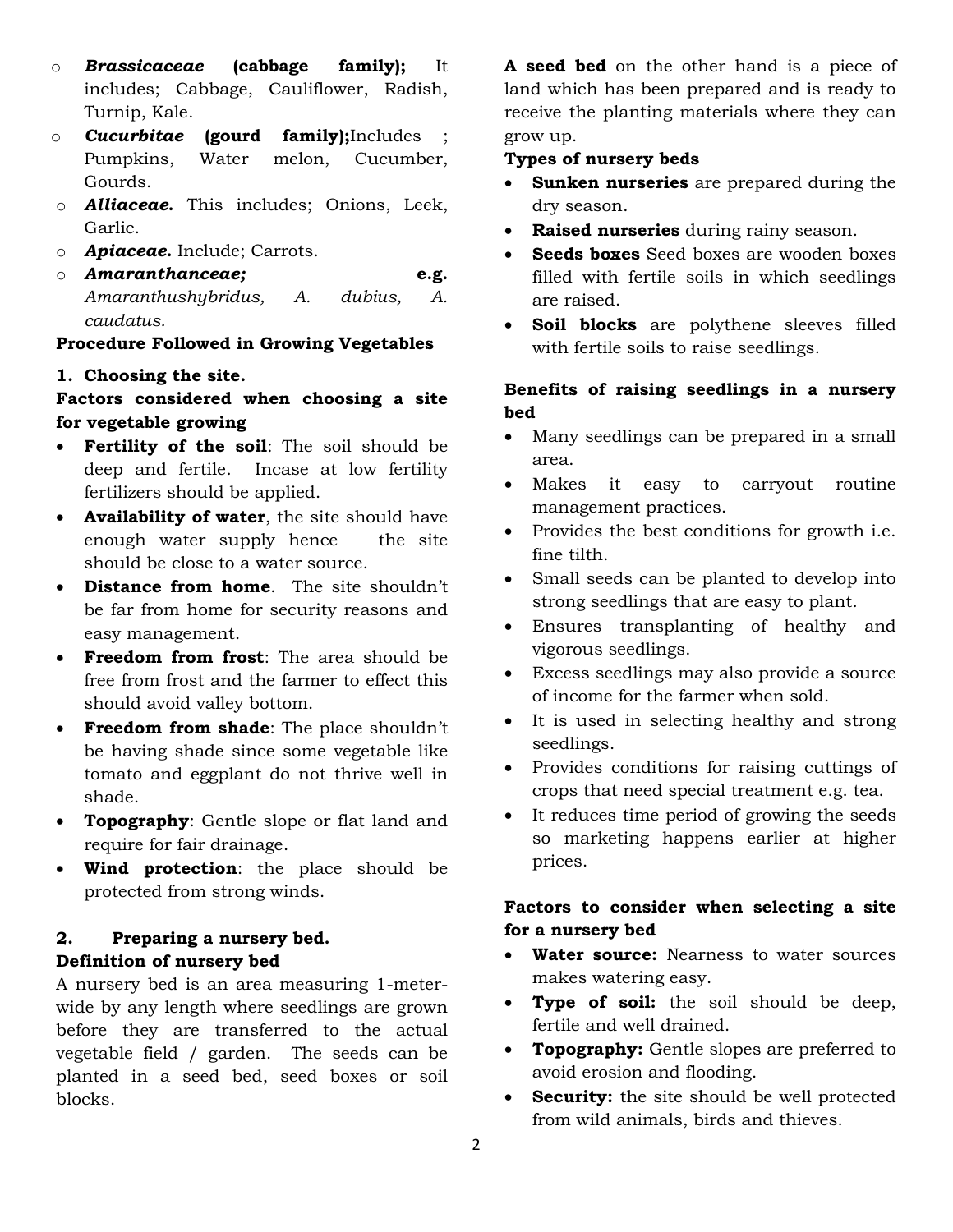- ***Brassicaceae* (cabbage family);** It includes; Cabbage, Cauliflower, Radish, Turnip, Kale.
- ***Cucurbitae* (gourd family);**Includes ; Pumpkins, Water melon, Cucumber, Gourds.
- ***Alliaceae.*** This includes; Onions, Leek, Garlic.
- ***Apiaceae.*** Include; Carrots.
- ***Amaranthanceae;* e.g.** *Amaranthushybridus, A. dubius, A. caudatus.*

**Procedure Followed in Growing Vegetables**

**1. Choosing the site.**

**Factors considered when choosing a site for vegetable growing**

- **Fertility of the soil**: The soil should be deep and fertile. Incase at low fertility fertilizers should be applied.
- **Availability of water**, the site should have enough water supply hence the site should be close to a water source.
- **Distance from home**. The site shouldn't be far from home for security reasons and easy management.
- **Freedom from frost**: The area should be free from frost and the farmer to effect this should avoid valley bottom.
- **Freedom from shade**: The place shouldn't be having shade since some vegetable like tomato and eggplant do not thrive well in shade.
- **Topography**: Gentle slope or flat land and require for fair drainage.
- **Wind protection**: the place should be protected from strong winds.

**2. Preparing a nursery bed.**

**Definition of nursery bed**

A nursery bed is an area measuring 1-meter-wide by any length where seedlings are grown before they are transferred to the actual vegetable field / garden. The seeds can be planted in a seed bed, seed boxes or soil blocks.

**A seed bed** on the other hand is a piece of land which has been prepared and is ready to receive the planting materials where they can grow up.

**Types of nursery beds**

- **Sunken nurseries** are prepared during the dry season.
- **Raised nurseries** during rainy season.
- **Seeds boxes** Seed boxes are wooden boxes filled with fertile soils in which seedlings are raised.
- **Soil blocks** are polythene sleeves filled with fertile soils to raise seedlings.

**Benefits of raising seedlings in a nursery bed**

- Many seedlings can be prepared in a small area.
- Makes it easy to carryout routine management practices.
- Provides the best conditions for growth i.e. fine tilth.
- Small seeds can be planted to develop into strong seedlings that are easy to plant.
- Ensures transplanting of healthy and vigorous seedlings.
- Excess seedlings may also provide a source of income for the farmer when sold.
- It is used in selecting healthy and strong seedlings.
- Provides conditions for raising cuttings of crops that need special treatment e.g. tea.
- It reduces time period of growing the seeds so marketing happens earlier at higher prices.

**Factors to consider when selecting a site for a nursery bed**

- **Water source:** Nearness to water sources makes watering easy.
- **Type of soil:** the soil should be deep, fertile and well drained.
- **Topography:** Gentle slopes are preferred to avoid erosion and flooding.
- **Security:** the site should be well protected from wild animals, birds and thieves.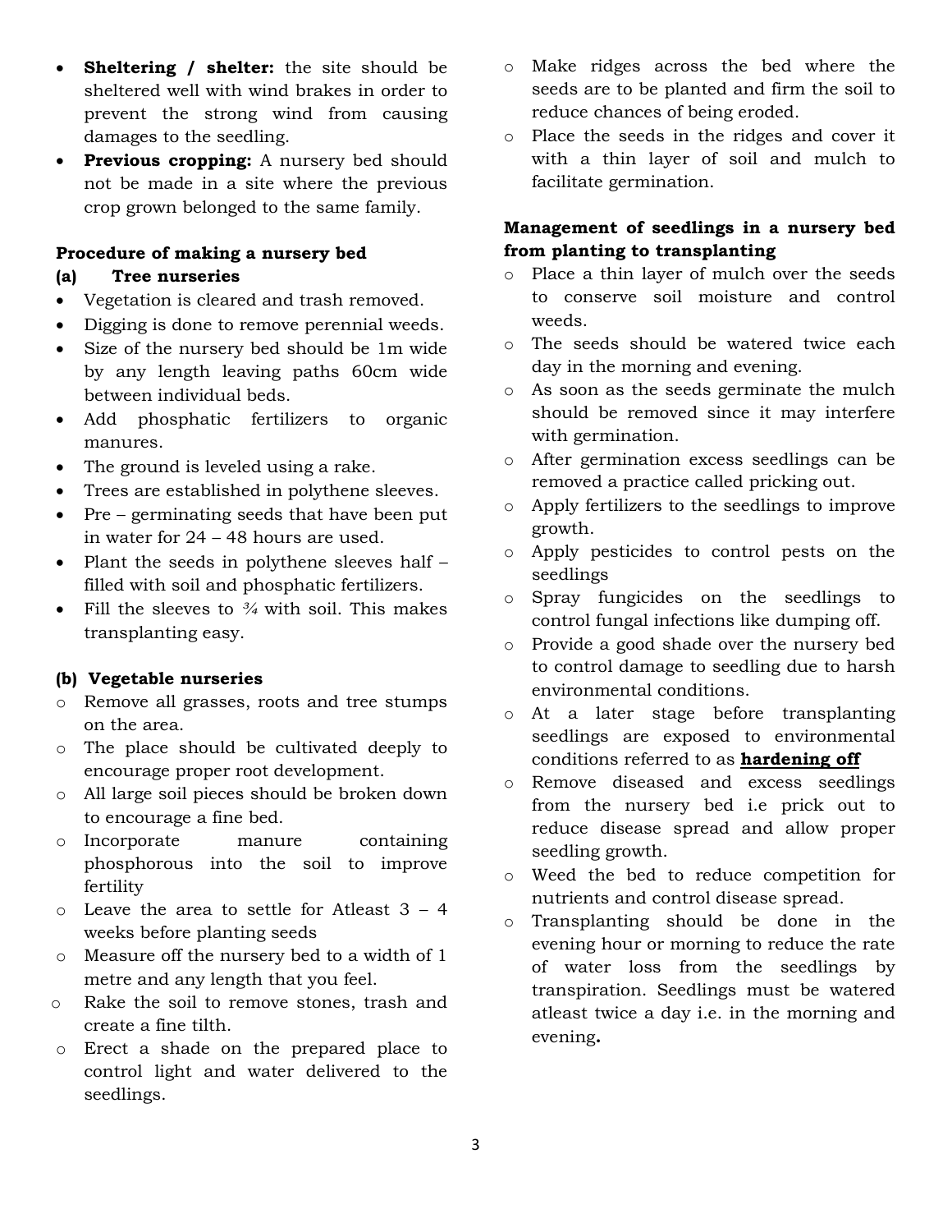- **Sheltering / shelter:** the site should be sheltered well with wind brakes in order to prevent the strong wind from causing damages to the seedling.
- **Previous cropping:** A nursery bed should not be made in a site where the previous crop grown belonged to the same family.

**Procedure of making a nursery bed**

**(a) Tree nurseries**

- Vegetation is cleared and trash removed.
- Digging is done to remove perennial weeds.
- Size of the nursery bed should be 1m wide by any length leaving paths 60cm wide between individual beds.
- Add phosphatic fertilizers to organic manures.
- The ground is leveled using a rake.
- Trees are established in polythene sleeves.
- Pre – germinating seeds that have been put in water for 24 – 48 hours are used.
- Plant the seeds in polythene sleeves half – filled with soil and phosphatic fertilizers.
- Fill the sleeves to ¾ with soil. This makes transplanting easy.

**(b) Vegetable nurseries**

- Remove all grasses, roots and tree stumps on the area.
- The place should be cultivated deeply to encourage proper root development.
- All large soil pieces should be broken down to encourage a fine bed.
- Incorporate manure containing phosphorous into the soil to improve fertility
- Leave the area to settle for Atleast 3 – 4 weeks before planting seeds
- Measure off the nursery bed to a width of 1 metre and any length that you feel.
- Rake the soil to remove stones, trash and create a fine tilth.
- Erect a shade on the prepared place to control light and water delivered to the seedlings.
- Make ridges across the bed where the seeds are to be planted and firm the soil to reduce chances of being eroded.
- Place the seeds in the ridges and cover it with a thin layer of soil and mulch to facilitate germination.

**Management of seedlings in a nursery bed from planting to transplanting**

- Place a thin layer of mulch over the seeds to conserve soil moisture and control weeds.
- The seeds should be watered twice each day in the morning and evening.
- As soon as the seeds germinate the mulch should be removed since it may interfere with germination.
- After germination excess seedlings can be removed a practice called pricking out.
- Apply fertilizers to the seedlings to improve growth.
- Apply pesticides to control pests on the seedlings
- Spray fungicides on the seedlings to control fungal infections like dumping off.
- Provide a good shade over the nursery bed to control damage to seedling due to harsh environmental conditions.
- At a later stage before transplanting seedlings are exposed to environmental conditions referred to as **hardening off**
- Remove diseased and excess seedlings from the nursery bed i.e prick out to reduce disease spread and allow proper seedling growth.
- Weed the bed to reduce competition for nutrients and control disease spread.
- Transplanting should be done in the evening hour or morning to reduce the rate of water loss from the seedlings by transpiration. Seedlings must be watered atleast twice a day i.e. in the morning and evening**.**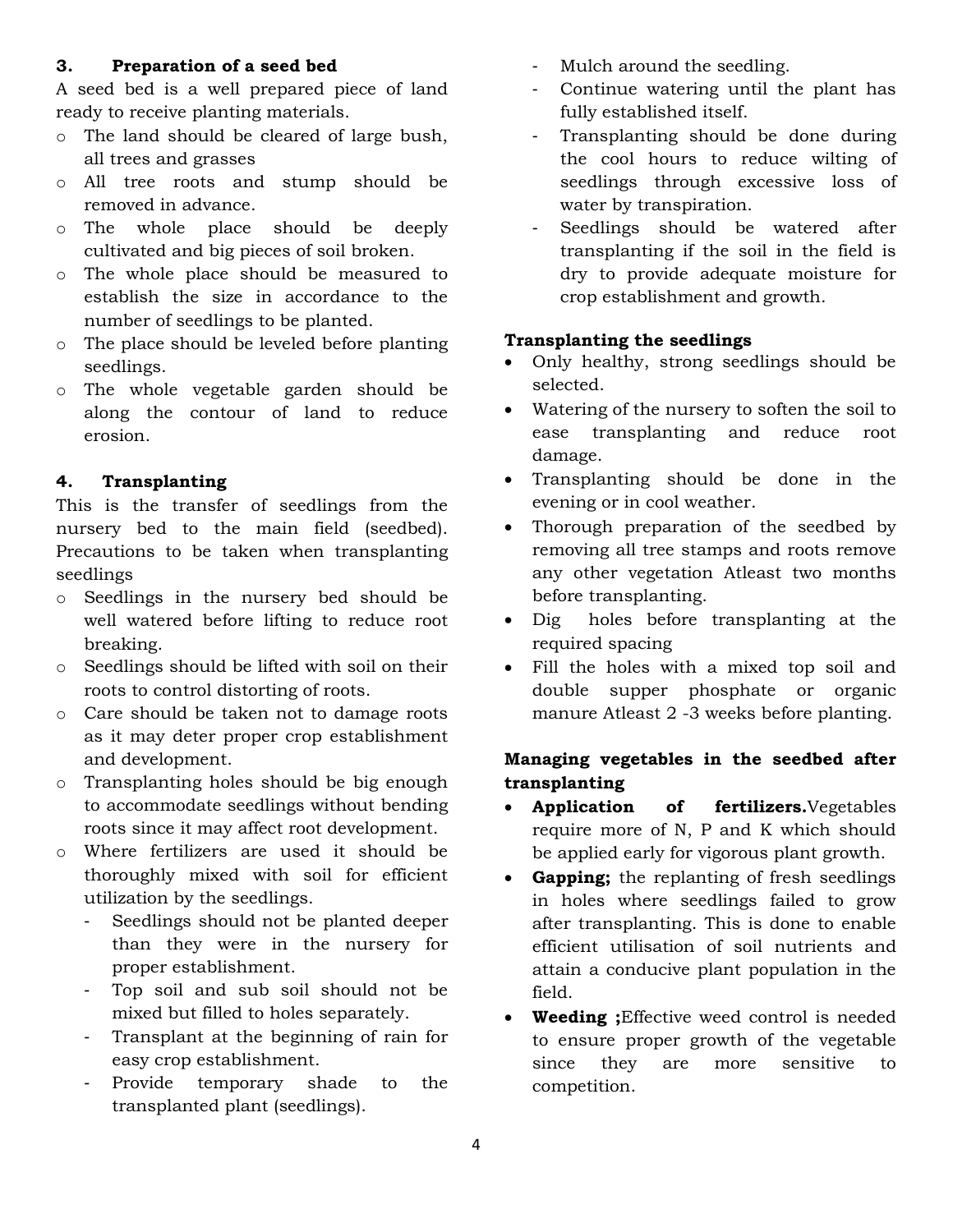### 3. Preparation of a seed bed

A seed bed is a well prepared piece of land ready to receive planting materials.

- The land should be cleared of large bush, all trees and grasses
- All tree roots and stump should be removed in advance.
- The whole place should be deeply cultivated and big pieces of soil broken.
- The whole place should be measured to establish the size in accordance to the number of seedlings to be planted.
- The place should be leveled before planting seedlings.
- The whole vegetable garden should be along the contour of land to reduce erosion.

### 4. Transplanting

This is the transfer of seedlings from the nursery bed to the main field (seedbed). Precautions to be taken when transplanting seedlings

- Seedlings in the nursery bed should be well watered before lifting to reduce root breaking.
- Seedlings should be lifted with soil on their roots to control distorting of roots.
- Care should be taken not to damage roots as it may deter proper crop establishment and development.
- Transplanting holes should be big enough to accommodate seedlings without bending roots since it may affect root development.
- Where fertilizers are used it should be thoroughly mixed with soil for efficient utilization by the seedlings.
  - Seedlings should not be planted deeper than they were in the nursery for proper establishment.
  - Top soil and sub soil should not be mixed but filled to holes separately.
  - Transplant at the beginning of rain for easy crop establishment.
  - Provide temporary shade to the transplanted plant (seedlings).
  - Mulch around the seedling.
  - Continue watering until the plant has fully established itself.
  - Transplanting should be done during the cool hours to reduce wilting of seedlings through excessive loss of water by transpiration.
  - Seedlings should be watered after transplanting if the soil in the field is dry to provide adequate moisture for crop establishment and growth.

**Transplanting the seedlings**

- Only healthy, strong seedlings should be selected.
- Watering of the nursery to soften the soil to ease transplanting and reduce root damage.
- Transplanting should be done in the evening or in cool weather.
- Thorough preparation of the seedbed by removing all tree stamps and roots remove any other vegetation Atleast two months before transplanting.
- Dig holes before transplanting at the required spacing
- Fill the holes with a mixed top soil and double supper phosphate or organic manure Atleast 2 -3 weeks before planting.

**Managing vegetables in the seedbed after transplanting**

- **Application of fertilizers.** Vegetables require more of N, P and K which should be applied early for vigorous plant growth.
- **Gapping;** the replanting of fresh seedlings in holes where seedlings failed to grow after transplanting. This is done to enable efficient utilisation of soil nutrients and attain a conducive plant population in the field.
- **Weeding ;** Effective weed control is needed to ensure proper growth of the vegetable since they are more sensitive to competition.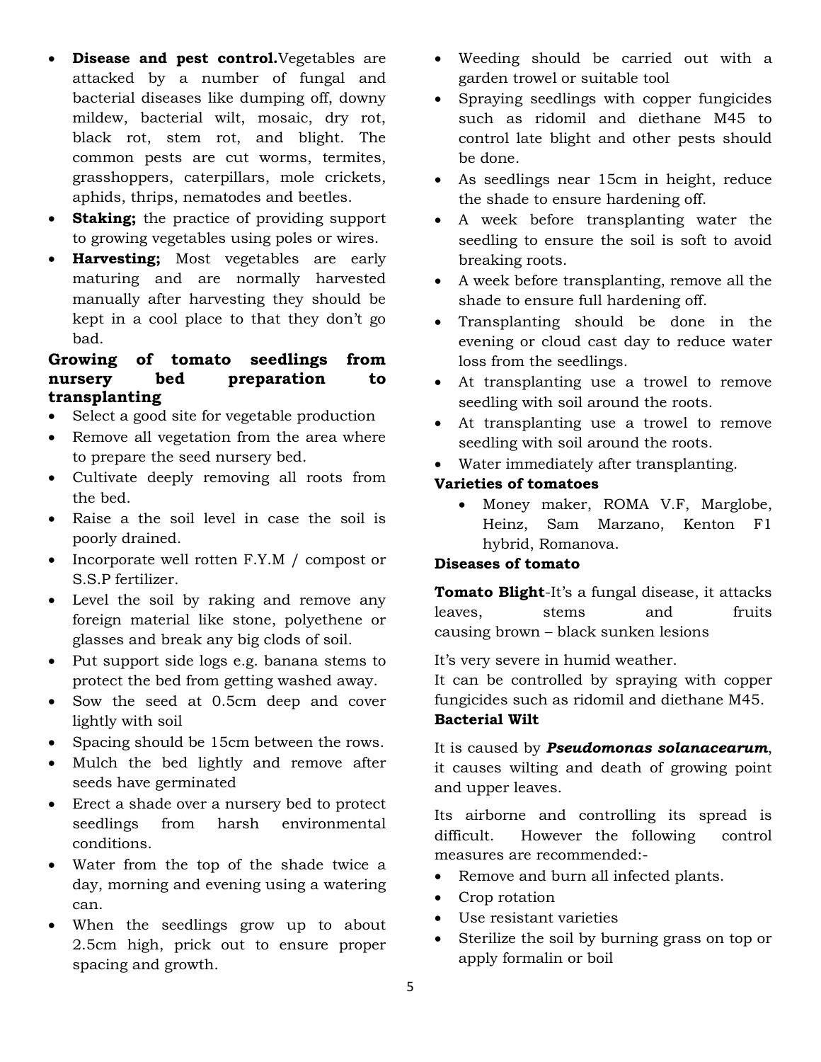- **Disease and pest control.** Vegetables are attacked by a number of fungal and bacterial diseases like dumping off, downy mildew, bacterial wilt, mosaic, dry rot, black rot, stem rot, and blight. The common pests are cut worms, termites, grasshoppers, caterpillars, mole crickets, aphids, thrips, nematodes and beetles.
- **Staking;** the practice of providing support to growing vegetables using poles or wires.
- **Harvesting;** Most vegetables are early maturing and are normally harvested manually after harvesting they should be kept in a cool place to that they don't go bad.

### Growing of tomato seedlings from nursery bed preparation to transplanting

- Select a good site for vegetable production
- Remove all vegetation from the area where to prepare the seed nursery bed.
- Cultivate deeply removing all roots from the bed.
- Raise a the soil level in case the soil is poorly drained.
- Incorporate well rotten F.Y.M / compost or S.S.P fertilizer.
- Level the soil by raking and remove any foreign material like stone, polyethene or glasses and break any big clods of soil.
- Put support side logs e.g. banana stems to protect the bed from getting washed away.
- Sow the seed at 0.5cm deep and cover lightly with soil
- Spacing should be 15cm between the rows.
- Mulch the bed lightly and remove after seeds have germinated
- Erect a shade over a nursery bed to protect seedlings from harsh environmental conditions.
- Water from the top of the shade twice a day, morning and evening using a watering can.
- When the seedlings grow up to about 2.5cm high, prick out to ensure proper spacing and growth.
- Weeding should be carried out with a garden trowel or suitable tool
- Spraying seedlings with copper fungicides such as ridomil and diethane M45 to control late blight and other pests should be done.
- As seedlings near 15cm in height, reduce the shade to ensure hardening off.
- A week before transplanting water the seedling to ensure the soil is soft to avoid breaking roots.
- A week before transplanting, remove all the shade to ensure full hardening off.
- Transplanting should be done in the evening or cloud cast day to reduce water loss from the seedlings.
- At transplanting use a trowel to remove seedling with soil around the roots.
- At transplanting use a trowel to remove seedling with soil around the roots.
- Water immediately after transplanting.

### Varieties of tomatoes

- Money maker, ROMA V.F, Marglobe, Heinz, Sam Marzano, Kenton F1 hybrid, Romanova.

### Diseases of tomato

**Tomato Blight**-It's a fungal disease, it attacks leaves, stems and fruits causing brown – black sunken lesions

It's very severe in humid weather.
It can be controlled by spraying with copper fungicides such as ridomil and diethane M45.

**Bacterial Wilt**

It is caused by ***Pseudomonas solanacearum***, it causes wilting and death of growing point and upper leaves.

Its airborne and controlling its spread is difficult. However the following control measures are recommended:-

- Remove and burn all infected plants.
- Crop rotation
- Use resistant varieties
- Sterilize the soil by burning grass on top or apply formalin or boil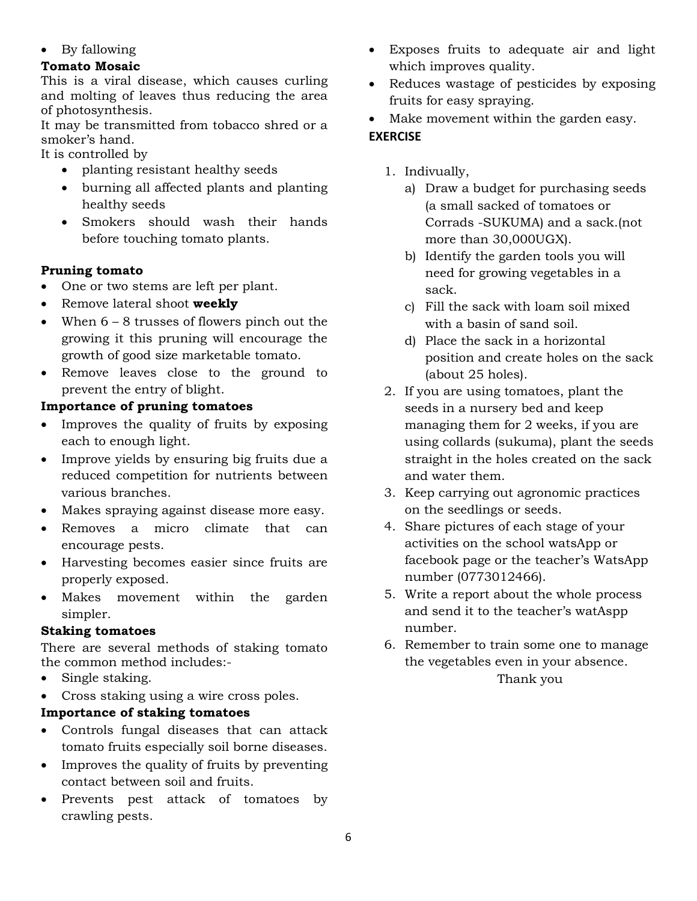- By fallowing

**Tomato Mosaic**

This is a viral disease, which causes curling and molting of leaves thus reducing the area of photosynthesis.

It may be transmitted from tobacco shred or a smoker's hand.

It is controlled by

- planting resistant healthy seeds
- burning all affected plants and planting healthy seeds
- Smokers should wash their hands before touching tomato plants.

**Pruning tomato**

- One or two stems are left per plant.
- Remove lateral shoot **weekly**
- When 6 – 8 trusses of flowers pinch out the growing it this pruning will encourage the growth of good size marketable tomato.
- Remove leaves close to the ground to prevent the entry of blight.

**Importance of pruning tomatoes**

- Improves the quality of fruits by exposing each to enough light.
- Improve yields by ensuring big fruits due a reduced competition for nutrients between various branches.
- Makes spraying against disease more easy.
- Removes a micro climate that can encourage pests.
- Harvesting becomes easier since fruits are properly exposed.
- Makes movement within the garden simpler.

**Staking tomatoes**

There are several methods of staking tomato the common method includes:-

- Single staking.
- Cross staking using a wire cross poles.

**Importance of staking tomatoes**

- Controls fungal diseases that can attack tomato fruits especially soil borne diseases.
- Improves the quality of fruits by preventing contact between soil and fruits.
- Prevents pest attack of tomatoes by crawling pests.
- Exposes fruits to adequate air and light which improves quality.
- Reduces wastage of pesticides by exposing fruits for easy spraying.
- Make movement within the garden easy.

**EXERCISE**

1. Indivually,
   a) Draw a budget for purchasing seeds (a small sacked of tomatoes or Corrads -SUKUMA) and a sack.(not more than 30,000UGX).
   b) Identify the garden tools you will need for growing vegetables in a sack.
   c) Fill the sack with loam soil mixed with a basin of sand soil.
   d) Place the sack in a horizontal position and create holes on the sack (about 25 holes).
2. If you are using tomatoes, plant the seeds in a nursery bed and keep managing them for 2 weeks, if you are using collards (sukuma), plant the seeds straight in the holes created on the sack and water them.
3. Keep carrying out agronomic practices on the seedlings or seeds.
4. Share pictures of each stage of your activities on the school watsApp or facebook page or the teacher's WatsApp number (0773012466).
5. Write a report about the whole process and send it to the teacher's watAspp number.
6. Remember to train some one to manage the vegetables even in your absence.

Thank you